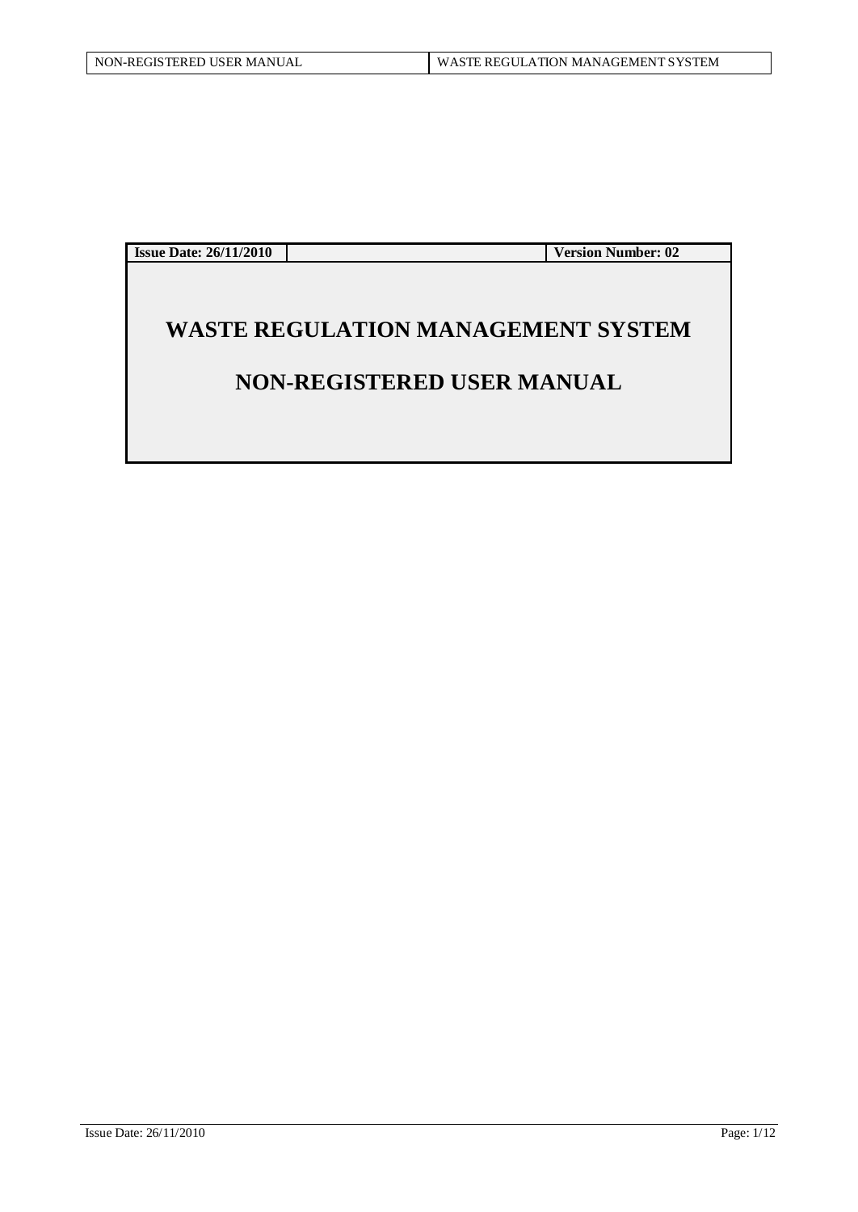| Issue Date: 26/11/2010 | | Version Number: 02 |
|---|---|---|

# WASTE REGULATION MANAGEMENT SYSTEM

# NON-REGISTERED USER MANUAL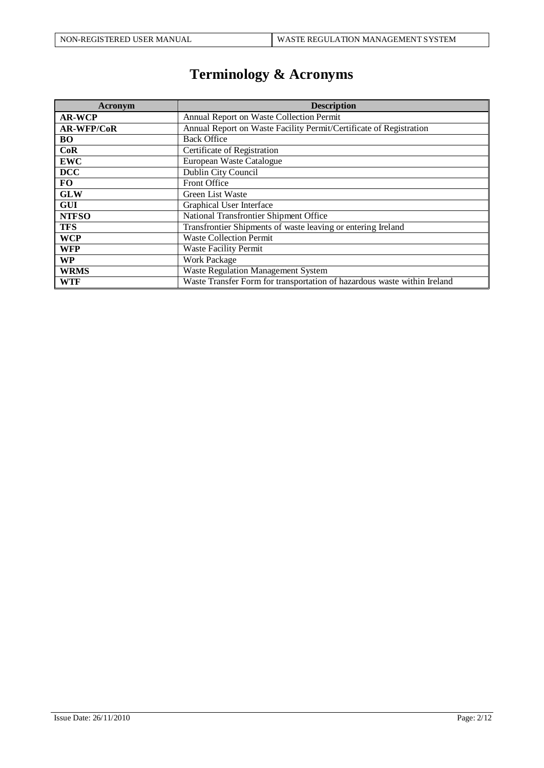# Terminology & Acronyms

| Acronym | Description |
|---|---|
| **AR-WCP** | Annual Report on Waste Collection Permit |
| **AR-WFP/CoR** | Annual Report on Waste Facility Permit/Certificate of Registration |
| **BO** | Back Office |
| **CoR** | Certificate of Registration |
| **EWC** | European Waste Catalogue |
| **DCC** | Dublin City Council |
| **FO** | Front Office |
| **GLW** | Green List Waste |
| **GUI** | Graphical User Interface |
| **NTFSO** | National Transfrontier Shipment Office |
| **TFS** | Transfrontier Shipments of waste leaving or entering Ireland |
| **WCP** | Waste Collection Permit |
| **WFP** | Waste Facility Permit |
| **WP** | Work Package |
| **WRMS** | Waste Regulation Management System |
| **WTF** | Waste Transfer Form for transportation of hazardous waste within Ireland |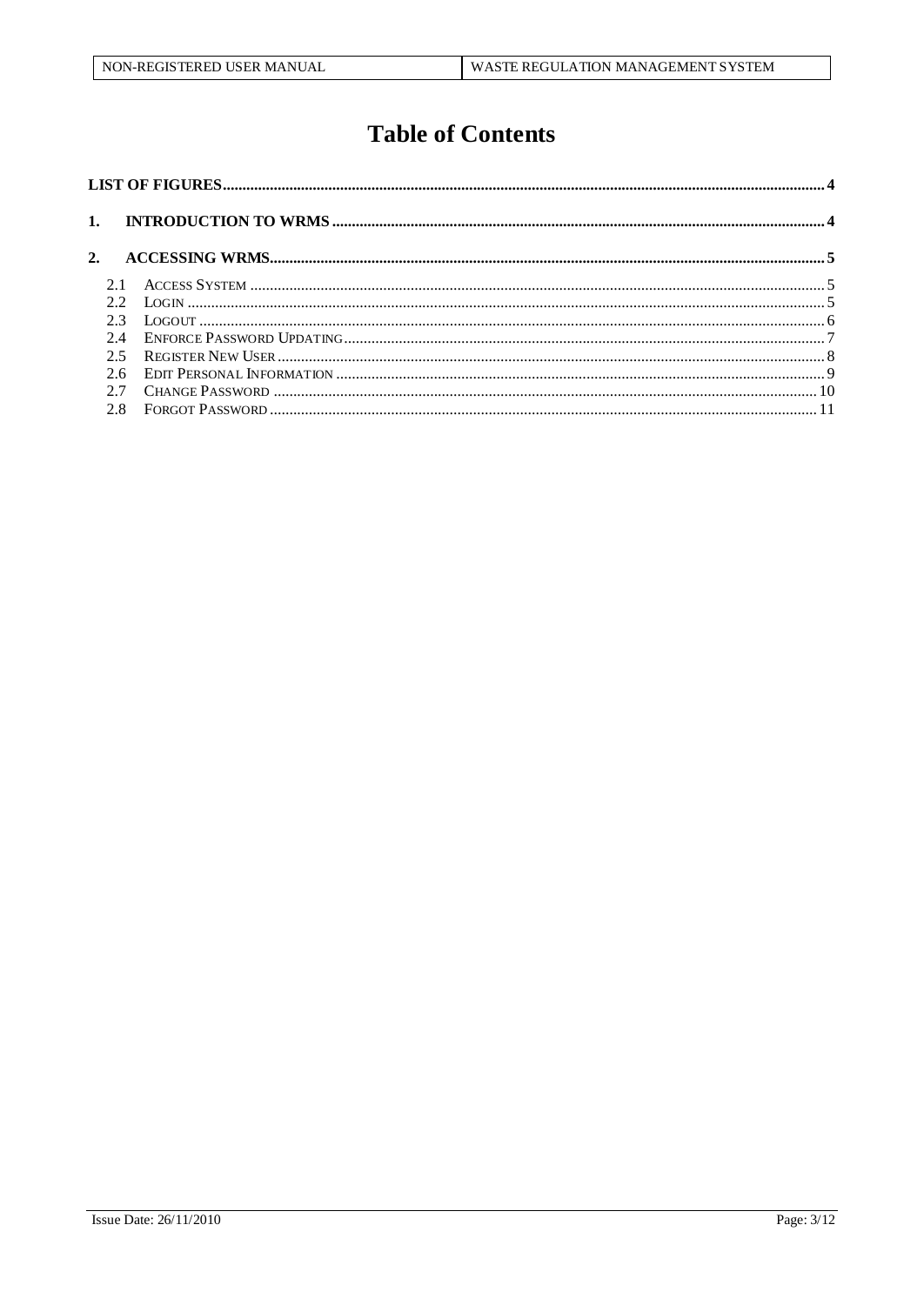# Table of Contents

**LIST OF FIGURES** ........................................ 4

**1. INTRODUCTION TO WRMS** ........................................ 4

**2. ACCESSING WRMS** ........................................ 5

- 2.1 ACCESS SYSTEM ........................................ 5
- 2.2 LOGIN ........................................ 5
- 2.3 LOGOUT ........................................ 6
- 2.4 ENFORCE PASSWORD UPDATING ........................................ 7
- 2.5 REGISTER NEW USER ........................................ 8
- 2.6 EDIT PERSONAL INFORMATION ........................................ 9
- 2.7 CHANGE PASSWORD ........................................ 10
- 2.8 FORGOT PASSWORD ........................................ 11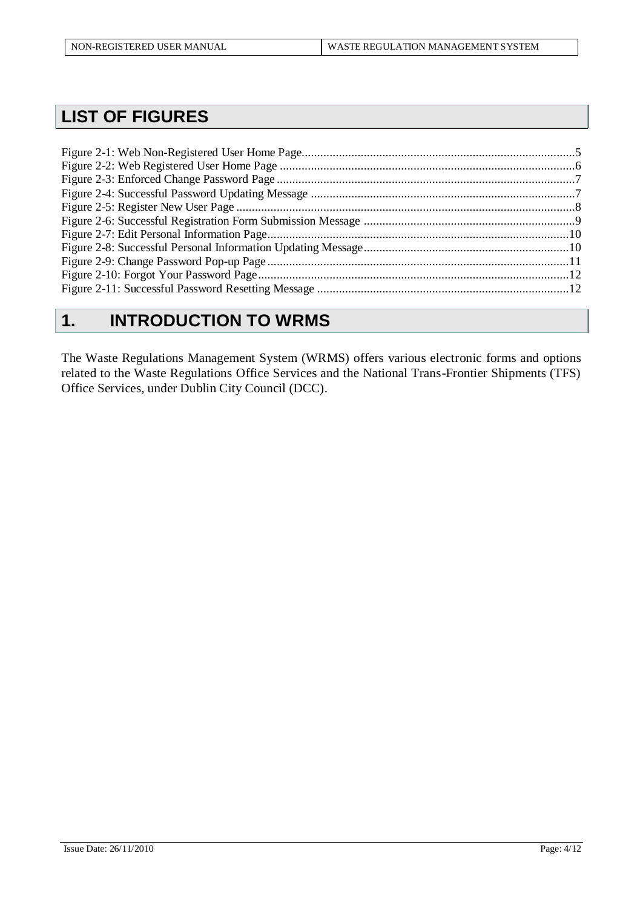## LIST OF FIGURES

Figure 2-1: Web Non-Registered User Home Page....................................................................................5
Figure 2-2: Web Registered User Home Page ...........................................................................................6
Figure 2-3: Enforced Change Password Page ...........................................................................................7
Figure 2-4: Successful Password Updating Message ................................................................................7
Figure 2-5: Register New User Page .........................................................................................................8
Figure 2-6: Successful Registration Form Submission Message ...............................................................9
Figure 2-7: Edit Personal Information Page.............................................................................................10
Figure 2-8: Successful Personal Information Updating Message.............................................................10
Figure 2-9: Change Password Pop-up Page .............................................................................................11
Figure 2-10: Forgot Your Password Page.................................................................................................12
Figure 2-11: Successful Password Resetting Message .............................................................................12

## 1. INTRODUCTION TO WRMS

The Waste Regulations Management System (WRMS) offers various electronic forms and options related to the Waste Regulations Office Services and the National Trans-Frontier Shipments (TFS) Office Services, under Dublin City Council (DCC).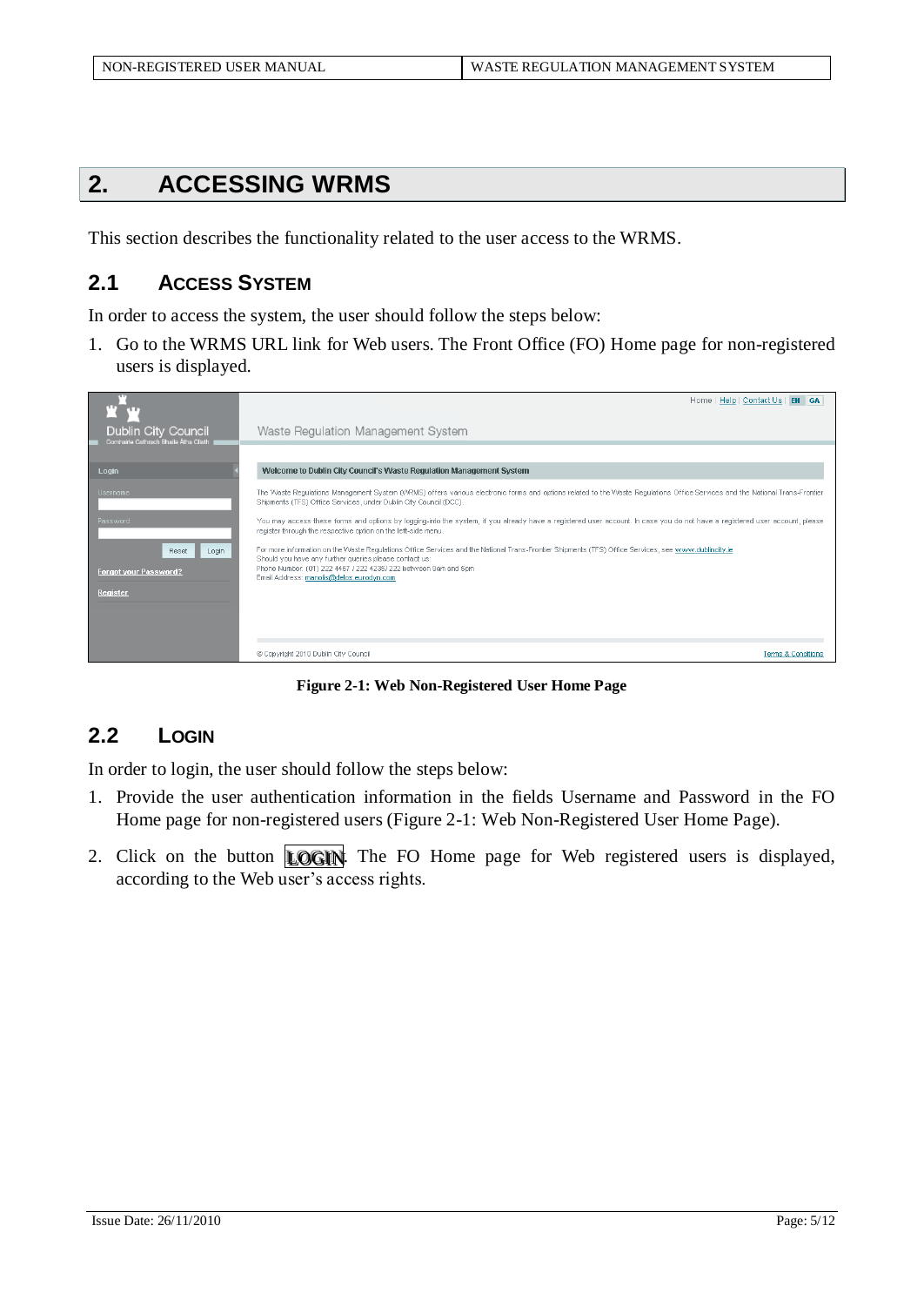# 2. ACCESSING WRMS

This section describes the functionality related to the user access to the WRMS.

## 2.1 ACCESS SYSTEM

In order to access the system, the user should follow the steps below:

1. Go to the WRMS URL link for Web users. The Front Office (FO) Home page for non-registered users is displayed.

**Figure 2-1: Web Non-Registered User Home Page**

## 2.2 LOGIN

In order to login, the user should follow the steps below:

1. Provide the user authentication information in the fields Username and Password in the FO Home page for non-registered users (Figure 2-1: Web Non-Registered User Home Page).
2. Click on the button LOGIN. The FO Home page for Web registered users is displayed, according to the Web user's access rights.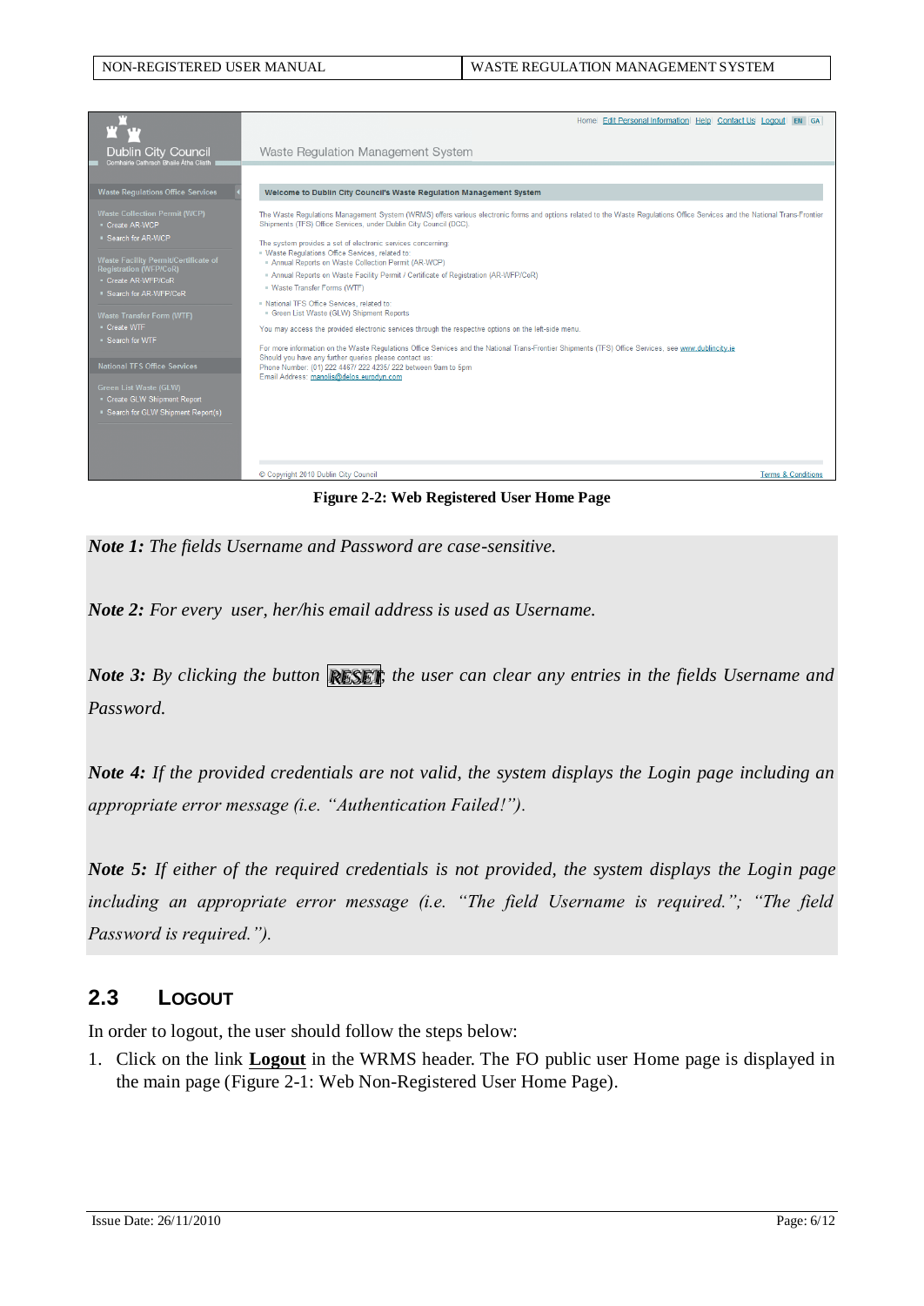Figure 2-2: Web Registered User Home Page

***Note 1:*** *The fields Username and Password are case-sensitive.*

***Note 2:*** *For every user, her/his email address is used as Username.*

***Note 3:*** *By clicking the button* **RESET** *, the user can clear any entries in the fields Username and Password.*

***Note 4:*** *If the provided credentials are not valid, the system displays the Login page including an appropriate error message (i.e. "Authentication Failed!").*

***Note 5:*** *If either of the required credentials is not provided, the system displays the Login page including an appropriate error message (i.e. "The field Username is required."; "The field Password is required.").*

## 2.3 LOGOUT

In order to logout, the user should follow the steps below:

1. Click on the link **Logout** in the WRMS header. The FO public user Home page is displayed in the main page (Figure 2-1: Web Non-Registered User Home Page).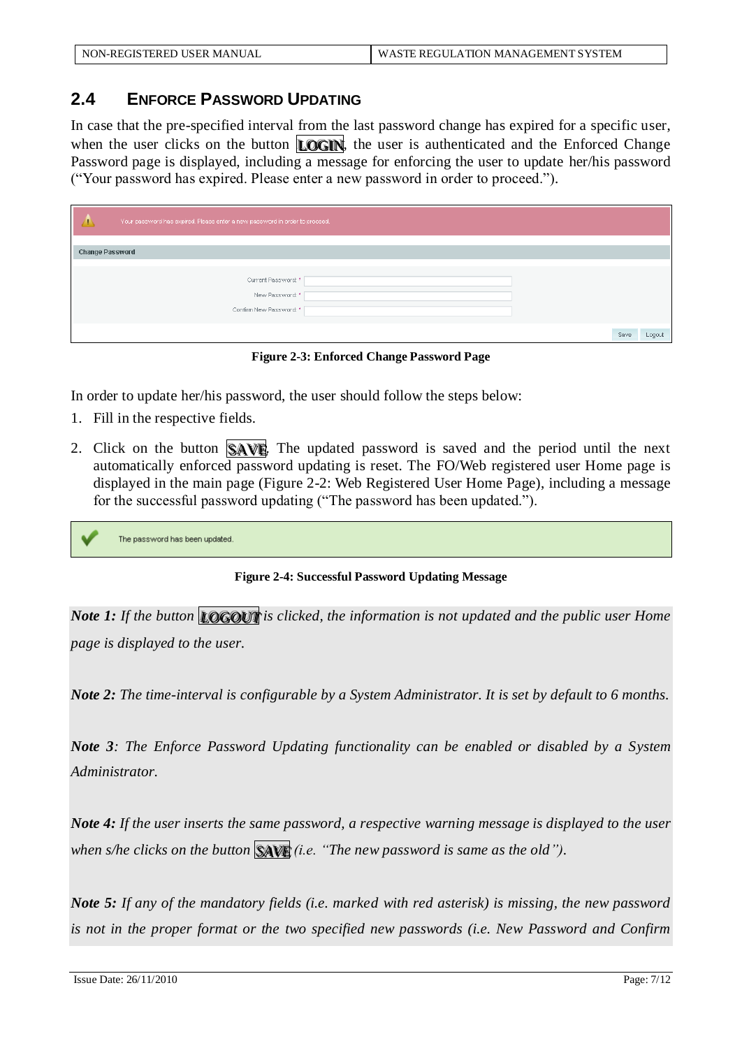## 2.4 ENFORCE PASSWORD UPDATING

In case that the pre-specified interval from the last password change has expired for a specific user, when the user clicks on the button **LOGIN**, the user is authenticated and the Enforced Change Password page is displayed, including a message for enforcing the user to update her/his password ("Your password has expired. Please enter a new password in order to proceed.").

**Figure 2-3: Enforced Change Password Page**

In order to update her/his password, the user should follow the steps below:

1. Fill in the respective fields.
2. Click on the button **SAVE**. The updated password is saved and the period until the next automatically enforced password updating is reset. The FO/Web registered user Home page is displayed in the main page (Figure 2-2: Web Registered User Home Page), including a message for the successful password updating ("The password has been updated.").

**Figure 2-4: Successful Password Updating Message**

***Note 1:*** *If the button* ***LOGOUT*** *is clicked, the information is not updated and the public user Home page is displayed to the user.*

***Note 2:*** *The time-interval is configurable by a System Administrator. It is set by default to 6 months.*

***Note 3****: The Enforce Password Updating functionality can be enabled or disabled by a System Administrator.*

***Note 4:*** *If the user inserts the same password, a respective warning message is displayed to the user when s/he clicks on the button* ***SAVE*** *(i.e. "The new password is same as the old").*

***Note 5:*** *If any of the mandatory fields (i.e. marked with red asterisk) is missing, the new password is not in the proper format or the two specified new passwords (i.e. New Password and Confirm*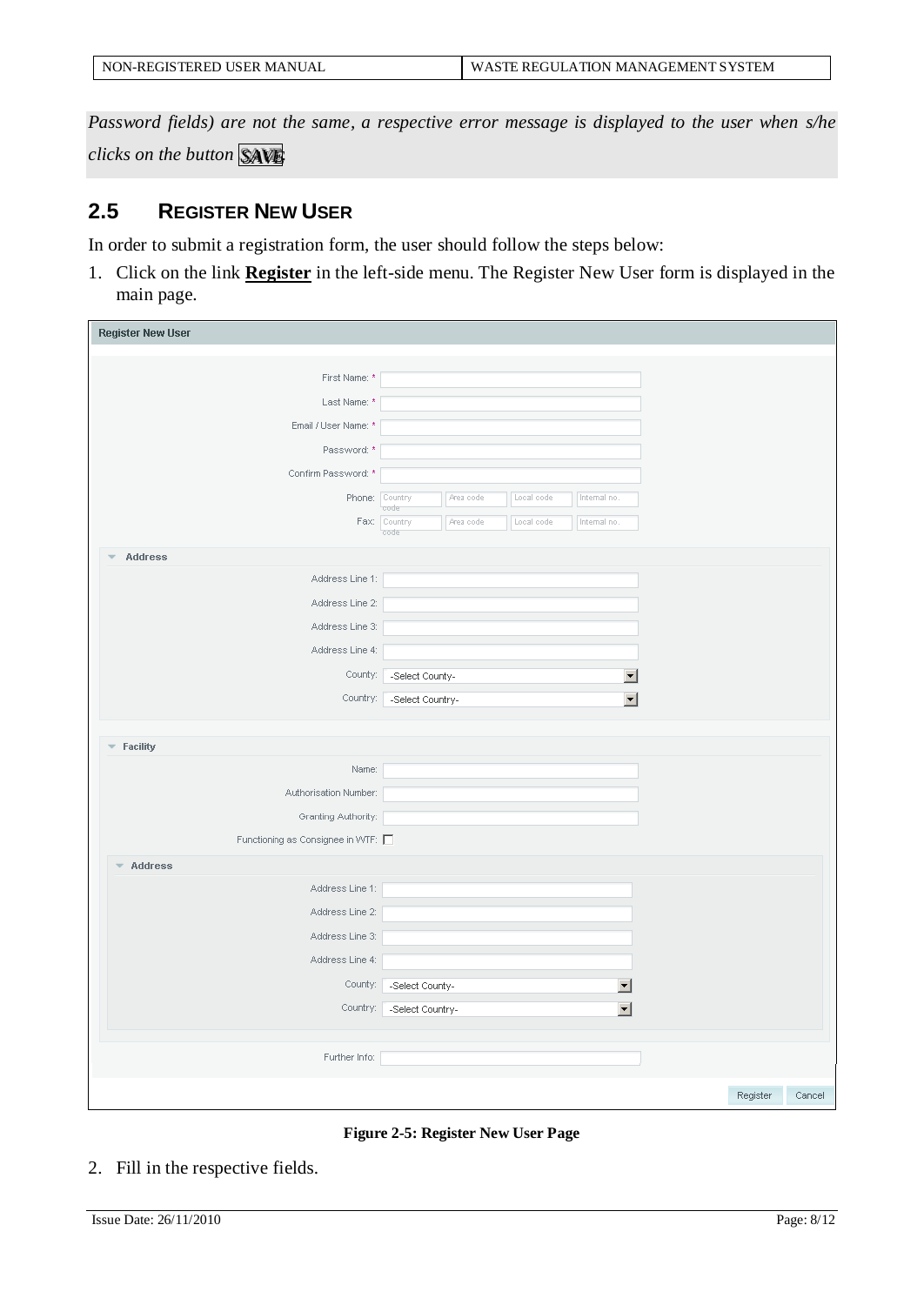*Password fields) are not the same, a respective error message is displayed to the user when s/he clicks on the button* **SAVE**

## 2.5 REGISTER NEW USER

In order to submit a registration form, the user should follow the steps below:

1. Click on the link **Register** in the left-side menu. The Register New User form is displayed in the main page.

**Figure 2-5: Register New User Page**

2. Fill in the respective fields.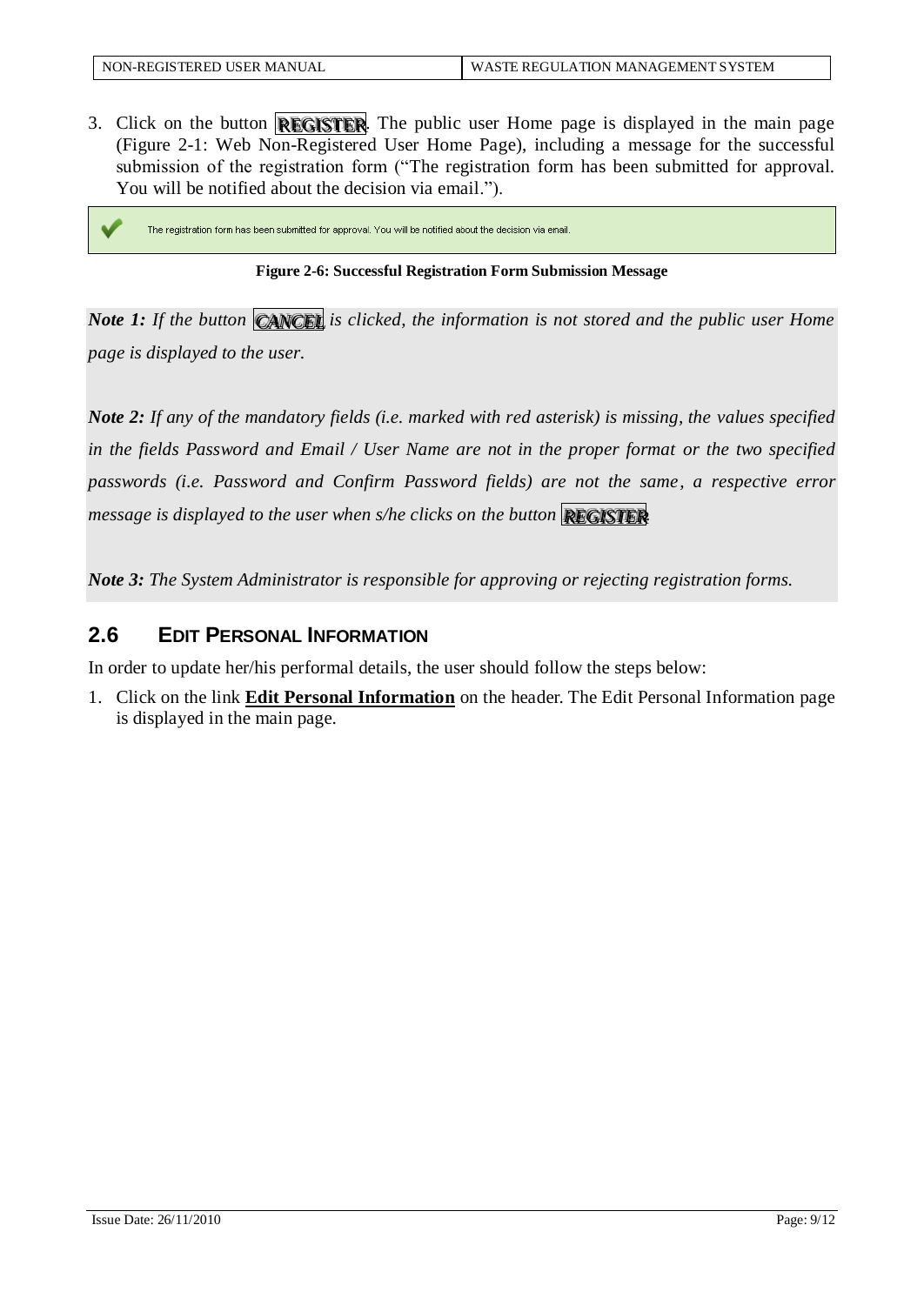3. Click on the button **REGISTER**. The public user Home page is displayed in the main page (Figure 2-1: Web Non-Registered User Home Page), including a message for the successful submission of the registration form ("The registration form has been submitted for approval. You will be notified about the decision via email.").

The registration form has been submitted for approval. You will be notified about the decision via email.

**Figure 2-6: Successful Registration Form Submission Message**

***Note 1:*** *If the button* ***CANCEL*** *is clicked, the information is not stored and the public user Home page is displayed to the user.*

***Note 2:*** *If any of the mandatory fields (i.e. marked with red asterisk) is missing, the values specified in the fields Password and Email / User Name are not in the proper format or the two specified passwords (i.e. Password and Confirm Password fields) are not the same, a respective error message is displayed to the user when s/he clicks on the button* ***REGISTER***.

***Note 3:*** *The System Administrator is responsible for approving or rejecting registration forms.*

## 2.6 EDIT PERSONAL INFORMATION

In order to update her/his performal details, the user should follow the steps below:

1. Click on the link **Edit Personal Information** on the header. The Edit Personal Information page is displayed in the main page.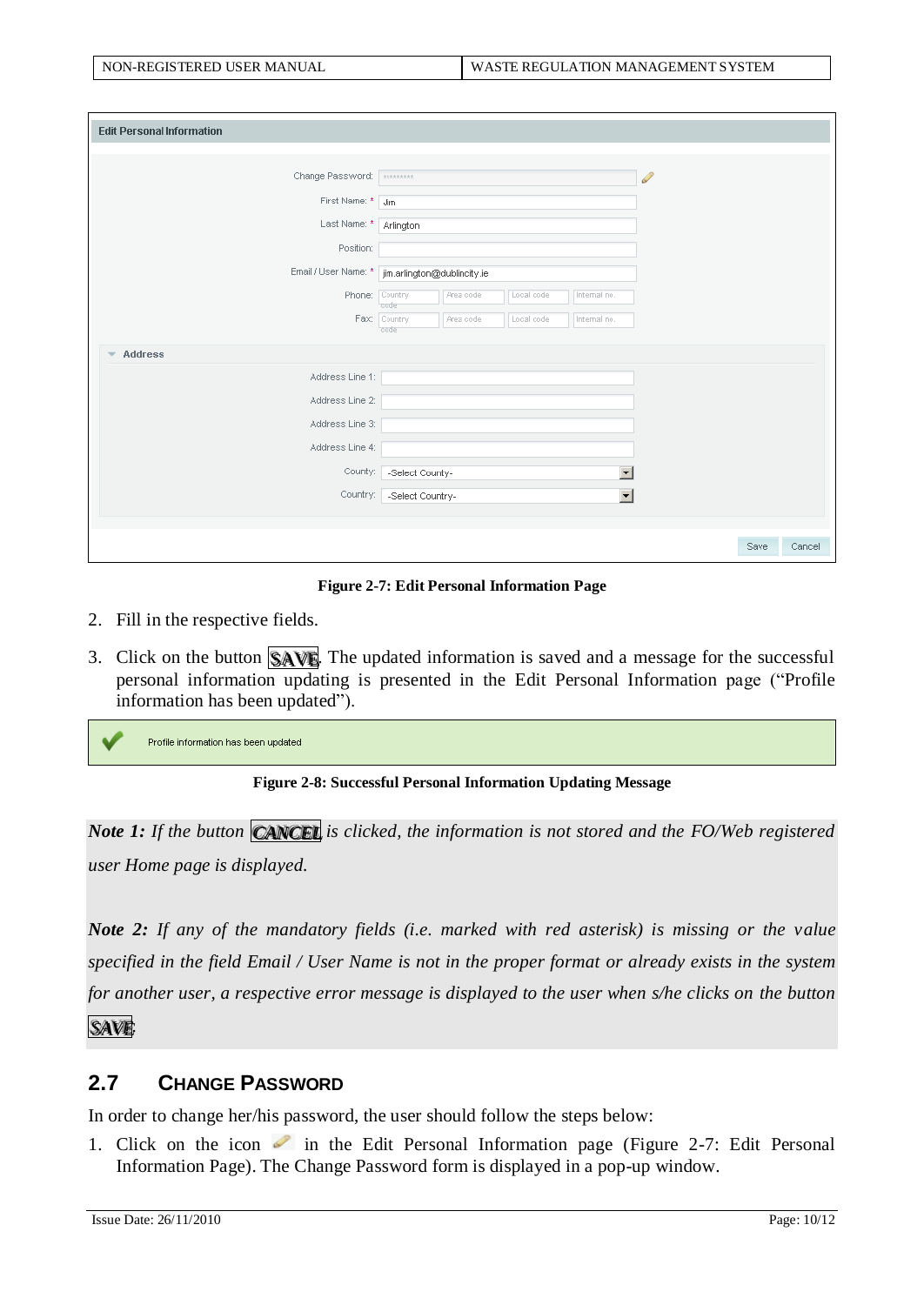Figure 2-7: Edit Personal Information Page

2. Fill in the respective fields.

3. Click on the button **SAVE**. The updated information is saved and a message for the successful personal information updating is presented in the Edit Personal Information page (“Profile information has been updated”).

Figure 2-8: Successful Personal Information Updating Message

***Note 1:*** *If the button* ***CANCEL*** *is clicked, the information is not stored and the FO/Web registered user Home page is displayed.*

***Note 2:*** *If any of the mandatory fields (i.e. marked with red asterisk) is missing or the value specified in the field Email / User Name is not in the proper format or already exists in the system for another user, a respective error message is displayed to the user when s/he clicks on the button* ***SAVE****.*

## 2.7 CHANGE PASSWORD

In order to change her/his password, the user should follow the steps below:

1. Click on the icon in the Edit Personal Information page (Figure 2-7: Edit Personal Information Page). The Change Password form is displayed in a pop-up window.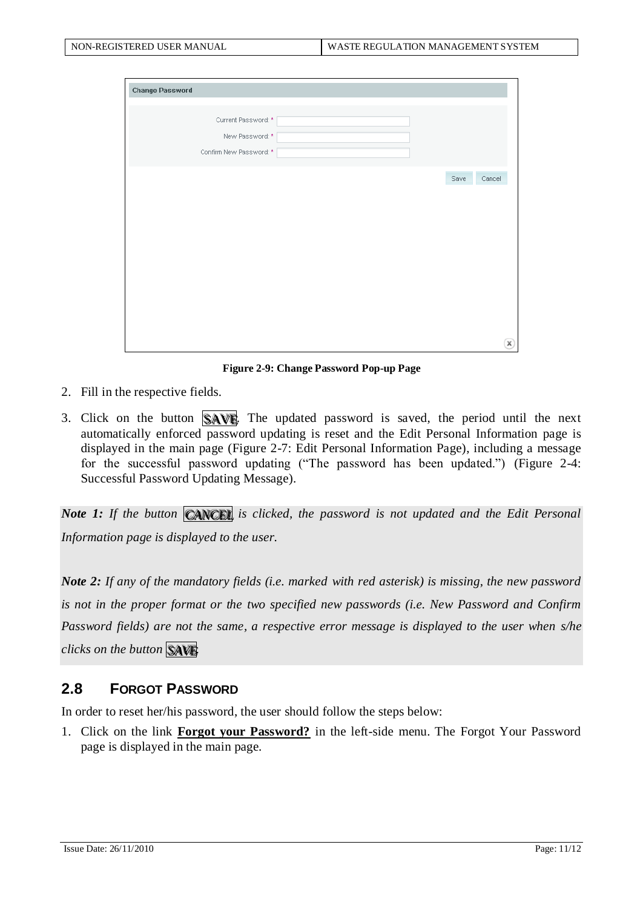Figure 2-9: Change Password Pop-up Page

2. Fill in the respective fields.
3. Click on the button **SAVE**. The updated password is saved, the period until the next automatically enforced password updating is reset and the Edit Personal Information page is displayed in the main page (Figure 2-7: Edit Personal Information Page), including a message for the successful password updating ("The password has been updated.") (Figure 2-4: Successful Password Updating Message).

***Note 1:*** *If the button* ***CANCEL*** *is clicked, the password is not updated and the Edit Personal Information page is displayed to the user.*

***Note 2:*** *If any of the mandatory fields (i.e. marked with red asterisk) is missing, the new password is not in the proper format or the two specified new passwords (i.e. New Password and Confirm Password fields) are not the same, a respective error message is displayed to the user when s/he clicks on the button* ***SAVE****.*

## 2.8 FORGOT PASSWORD

In order to reset her/his password, the user should follow the steps below:

1. Click on the link **Forgot your Password?** in the left-side menu. The Forgot Your Password page is displayed in the main page.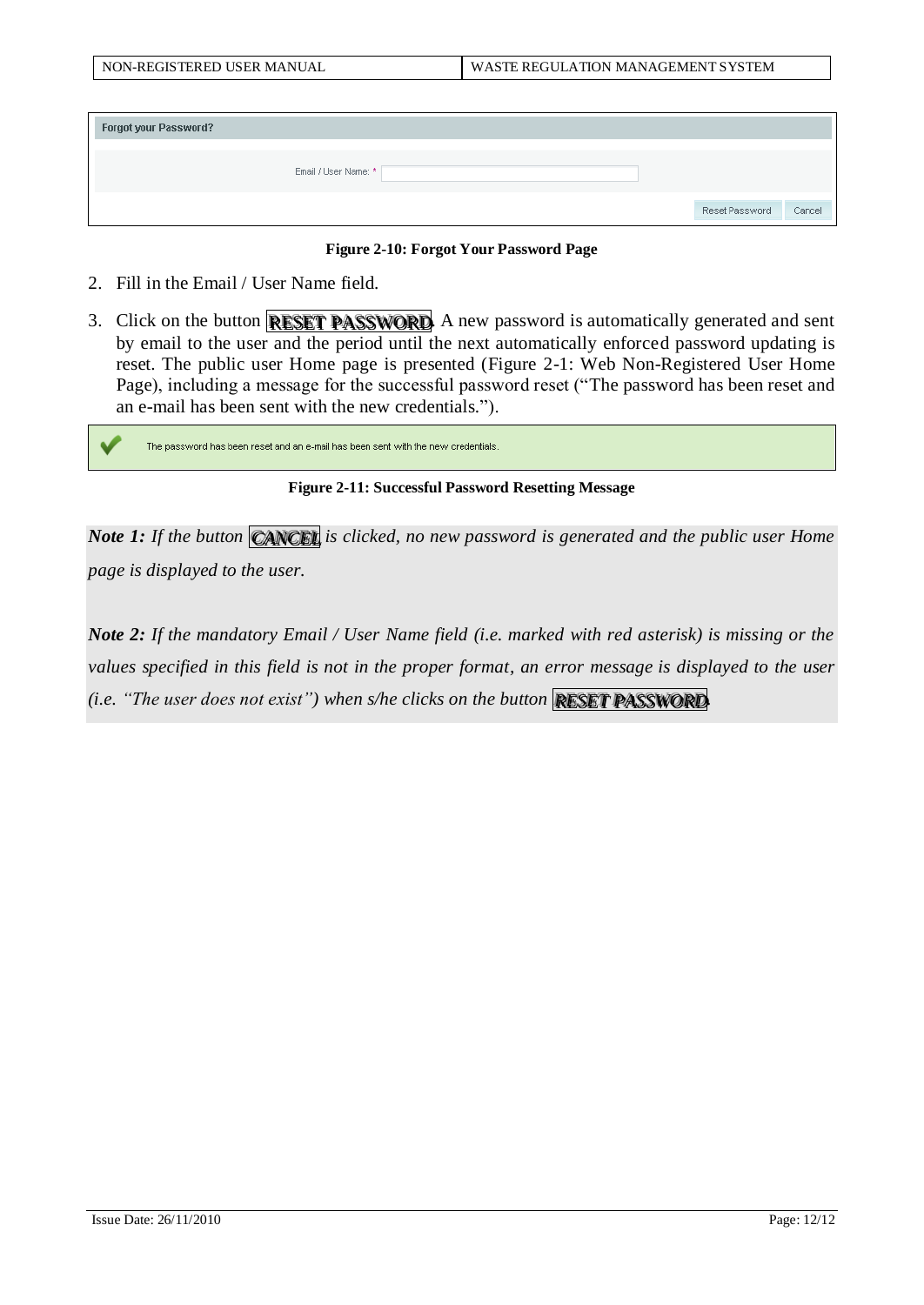Forgot your Password?

Email / User Name: *

Reset Password Cancel

**Figure 2-10: Forgot Your Password Page**

2. Fill in the Email / User Name field.
3. Click on the button **RESET PASSWORD**. A new password is automatically generated and sent by email to the user and the period until the next automatically enforced password updating is reset. The public user Home page is presented (Figure 2-1: Web Non-Registered User Home Page), including a message for the successful password reset ("The password has been reset and an e-mail has been sent with the new credentials.").

The password has been reset and an e-mail has been sent with the new credentials.

**Figure 2-11: Successful Password Resetting Message**

***Note 1:*** *If the button **CANCEL** is clicked, no new password is generated and the public user Home page is displayed to the user.*

***Note 2:*** *If the mandatory Email / User Name field (i.e. marked with red asterisk) is missing or the values specified in this field is not in the proper format, an error message is displayed to the user (i.e. "The user does not exist") when s/he clicks on the button **RESET PASSWORD**.*